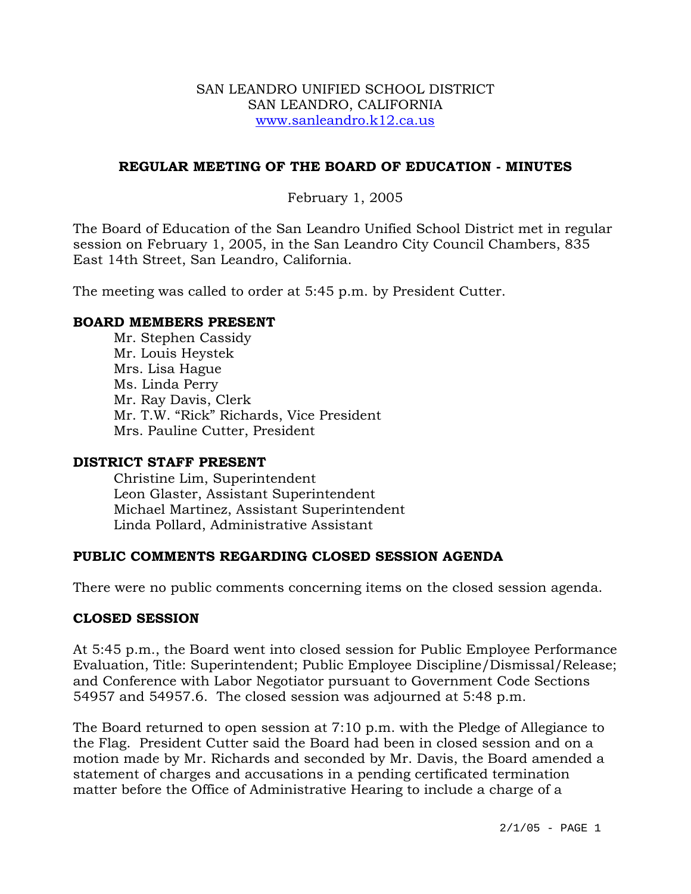SAN LEANDRO UNIFIED SCHOOL DISTRICT
SAN LEANDRO, CALIFORNIA
www.sanleandro.k12.ca.us

## REGULAR MEETING OF THE BOARD OF EDUCATION - MINUTES

February 1, 2005

The Board of Education of the San Leandro Unified School District met in regular session on February 1, 2005, in the San Leandro City Council Chambers, 835 East 14th Street, San Leandro, California.

The meeting was called to order at 5:45 p.m. by President Cutter.

### BOARD MEMBERS PRESENT

Mr. Stephen Cassidy
Mr. Louis Heystek
Mrs. Lisa Hague
Ms. Linda Perry
Mr. Ray Davis, Clerk
Mr. T.W. "Rick" Richards, Vice President
Mrs. Pauline Cutter, President

### DISTRICT STAFF PRESENT

Christine Lim, Superintendent
Leon Glaster, Assistant Superintendent
Michael Martinez, Assistant Superintendent
Linda Pollard, Administrative Assistant

### PUBLIC COMMENTS REGARDING CLOSED SESSION AGENDA

There were no public comments concerning items on the closed session agenda.

### CLOSED SESSION

At 5:45 p.m., the Board went into closed session for Public Employee Performance Evaluation, Title: Superintendent; Public Employee Discipline/Dismissal/Release; and Conference with Labor Negotiator pursuant to Government Code Sections 54957 and 54957.6. The closed session was adjourned at 5:48 p.m.

The Board returned to open session at 7:10 p.m. with the Pledge of Allegiance to the Flag. President Cutter said the Board had been in closed session and on a motion made by Mr. Richards and seconded by Mr. Davis, the Board amended a statement of charges and accusations in a pending certificated termination matter before the Office of Administrative Hearing to include a charge of a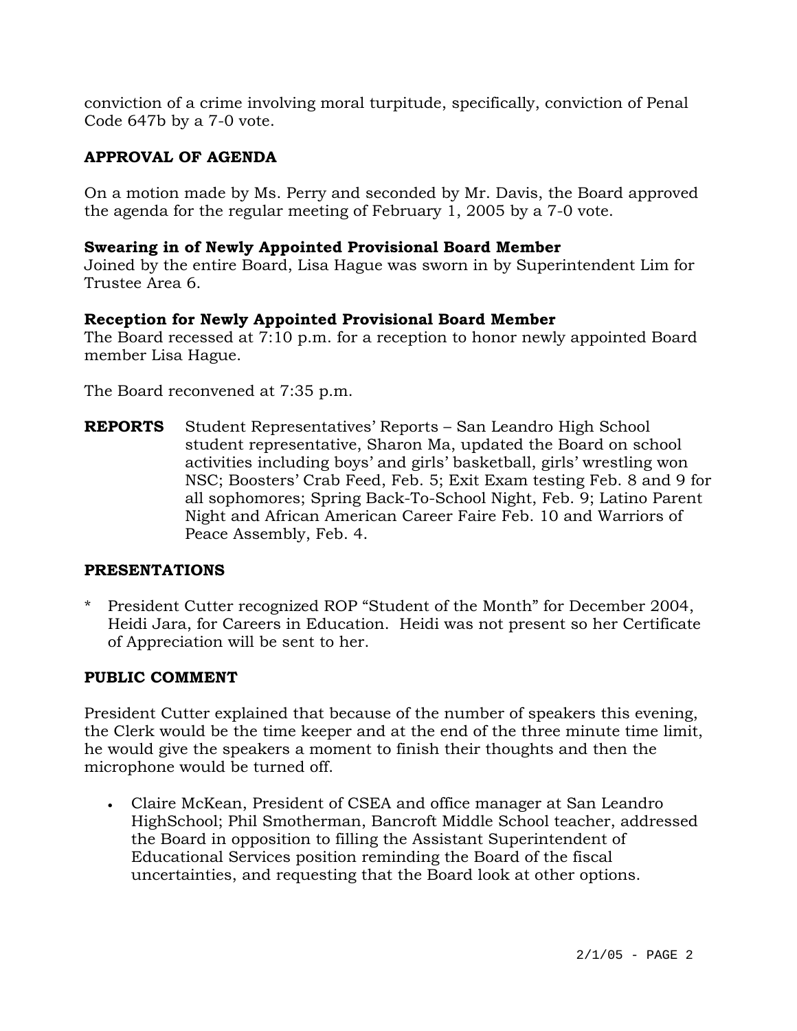conviction of a crime involving moral turpitude, specifically, conviction of Penal Code 647b by a 7-0 vote.

## APPROVAL OF AGENDA

On a motion made by Ms. Perry and seconded by Mr. Davis, the Board approved the agenda for the regular meeting of February 1, 2005 by a 7-0 vote.

### Swearing in of Newly Appointed Provisional Board Member

Joined by the entire Board, Lisa Hague was sworn in by Superintendent Lim for Trustee Area 6.

### Reception for Newly Appointed Provisional Board Member

The Board recessed at 7:10 p.m. for a reception to honor newly appointed Board member Lisa Hague.

The Board reconvened at 7:35 p.m.

**REPORTS** Student Representatives' Reports – San Leandro High School student representative, Sharon Ma, updated the Board on school activities including boys' and girls' basketball, girls' wrestling won NSC; Boosters' Crab Feed, Feb. 5; Exit Exam testing Feb. 8 and 9 for all sophomores; Spring Back-To-School Night, Feb. 9; Latino Parent Night and African American Career Faire Feb. 10 and Warriors of Peace Assembly, Feb. 4.

## PRESENTATIONS

\* President Cutter recognized ROP "Student of the Month" for December 2004, Heidi Jara, for Careers in Education. Heidi was not present so her Certificate of Appreciation will be sent to her.

## PUBLIC COMMENT

President Cutter explained that because of the number of speakers this evening, the Clerk would be the time keeper and at the end of the three minute time limit, he would give the speakers a moment to finish their thoughts and then the microphone would be turned off.

- Claire McKean, President of CSEA and office manager at San Leandro HighSchool; Phil Smotherman, Bancroft Middle School teacher, addressed the Board in opposition to filling the Assistant Superintendent of Educational Services position reminding the Board of the fiscal uncertainties, and requesting that the Board look at other options.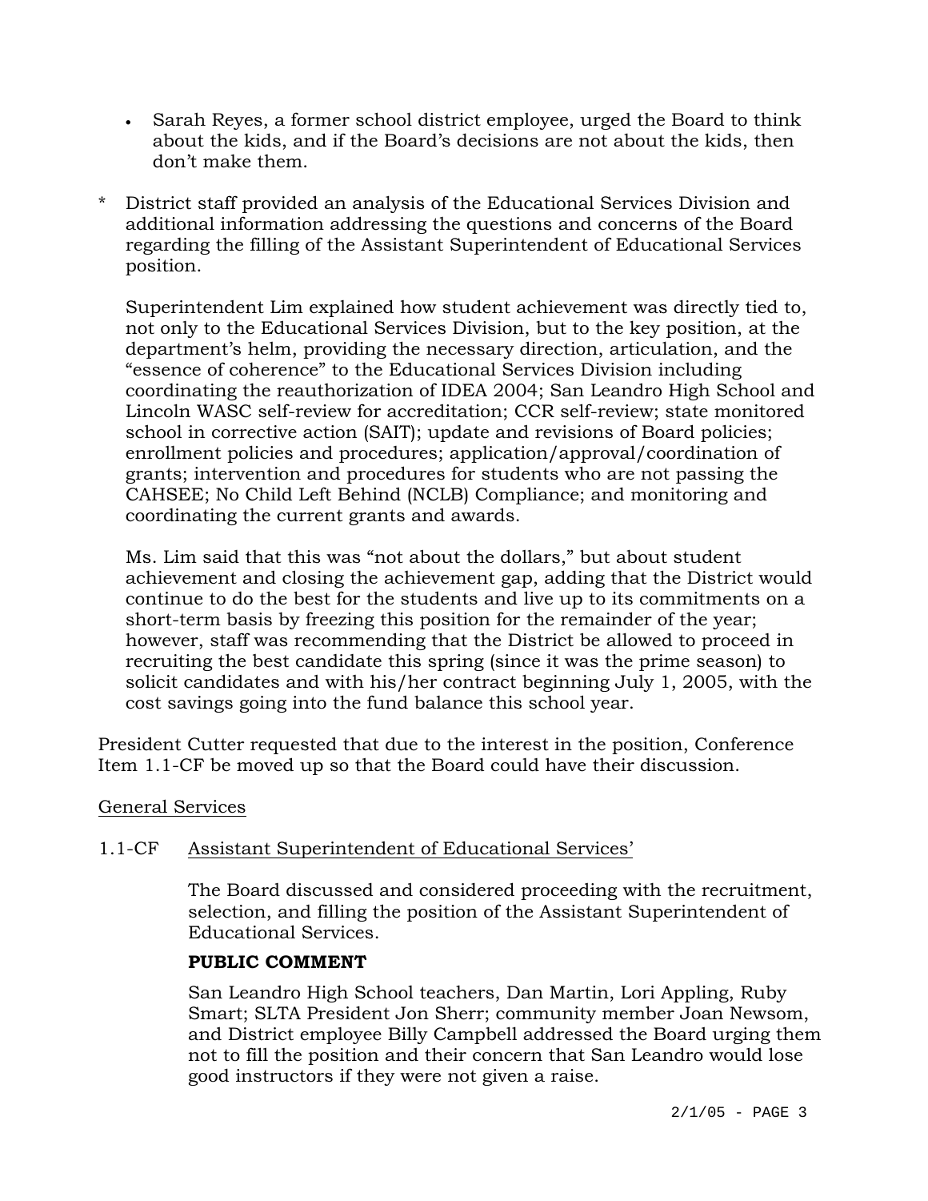- Sarah Reyes, a former school district employee, urged the Board to think about the kids, and if the Board's decisions are not about the kids, then don't make them.

* District staff provided an analysis of the Educational Services Division and additional information addressing the questions and concerns of the Board regarding the filling of the Assistant Superintendent of Educational Services position.

  Superintendent Lim explained how student achievement was directly tied to, not only to the Educational Services Division, but to the key position, at the department's helm, providing the necessary direction, articulation, and the "essence of coherence" to the Educational Services Division including coordinating the reauthorization of IDEA 2004; San Leandro High School and Lincoln WASC self-review for accreditation; CCR self-review; state monitored school in corrective action (SAIT); update and revisions of Board policies; enrollment policies and procedures; application/approval/coordination of grants; intervention and procedures for students who are not passing the CAHSEE; No Child Left Behind (NCLB) Compliance; and monitoring and coordinating the current grants and awards.

  Ms. Lim said that this was "not about the dollars," but about student achievement and closing the achievement gap, adding that the District would continue to do the best for the students and live up to its commitments on a short-term basis by freezing this position for the remainder of the year; however, staff was recommending that the District be allowed to proceed in recruiting the best candidate this spring (since it was the prime season) to solicit candidates and with his/her contract beginning July 1, 2005, with the cost savings going into the fund balance this school year.

President Cutter requested that due to the interest in the position, Conference Item 1.1-CF be moved up so that the Board could have their discussion.

General Services

1.1-CF Assistant Superintendent of Educational Services'

The Board discussed and considered proceeding with the recruitment, selection, and filling the position of the Assistant Superintendent of Educational Services.

**PUBLIC COMMENT**

San Leandro High School teachers, Dan Martin, Lori Appling, Ruby Smart; SLTA President Jon Sherr; community member Joan Newsom, and District employee Billy Campbell addressed the Board urging them not to fill the position and their concern that San Leandro would lose good instructors if they were not given a raise.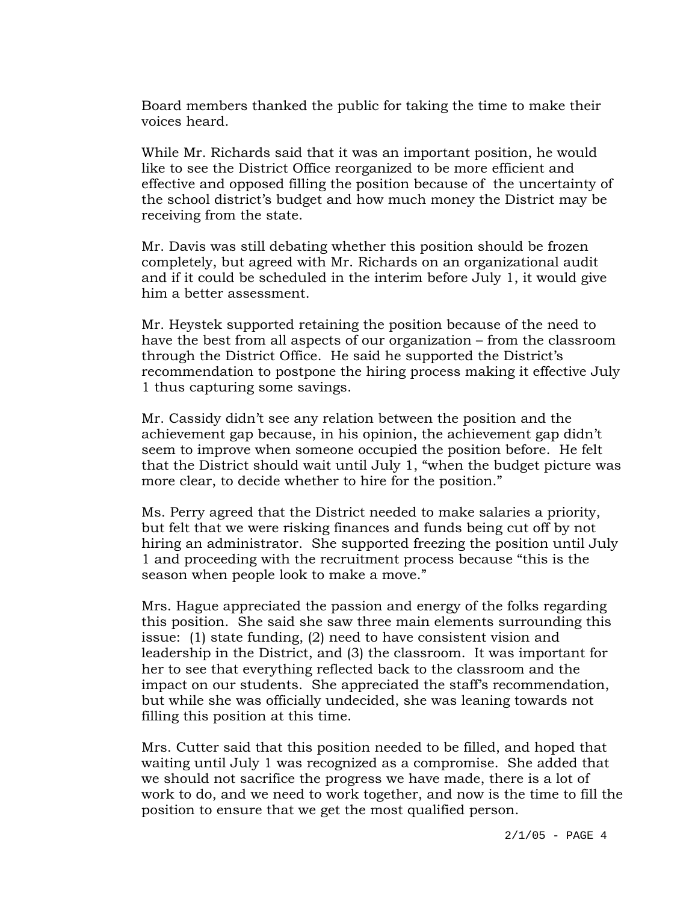Board members thanked the public for taking the time to make their voices heard.

While Mr. Richards said that it was an important position, he would like to see the District Office reorganized to be more efficient and effective and opposed filling the position because of the uncertainty of the school district's budget and how much money the District may be receiving from the state.

Mr. Davis was still debating whether this position should be frozen completely, but agreed with Mr. Richards on an organizational audit and if it could be scheduled in the interim before July 1, it would give him a better assessment.

Mr. Heystek supported retaining the position because of the need to have the best from all aspects of our organization – from the classroom through the District Office. He said he supported the District's recommendation to postpone the hiring process making it effective July 1 thus capturing some savings.

Mr. Cassidy didn't see any relation between the position and the achievement gap because, in his opinion, the achievement gap didn't seem to improve when someone occupied the position before. He felt that the District should wait until July 1, "when the budget picture was more clear, to decide whether to hire for the position."

Ms. Perry agreed that the District needed to make salaries a priority, but felt that we were risking finances and funds being cut off by not hiring an administrator. She supported freezing the position until July 1 and proceeding with the recruitment process because "this is the season when people look to make a move."

Mrs. Hague appreciated the passion and energy of the folks regarding this position. She said she saw three main elements surrounding this issue: (1) state funding, (2) need to have consistent vision and leadership in the District, and (3) the classroom. It was important for her to see that everything reflected back to the classroom and the impact on our students. She appreciated the staff's recommendation, but while she was officially undecided, she was leaning towards not filling this position at this time.

Mrs. Cutter said that this position needed to be filled, and hoped that waiting until July 1 was recognized as a compromise. She added that we should not sacrifice the progress we have made, there is a lot of work to do, and we need to work together, and now is the time to fill the position to ensure that we get the most qualified person.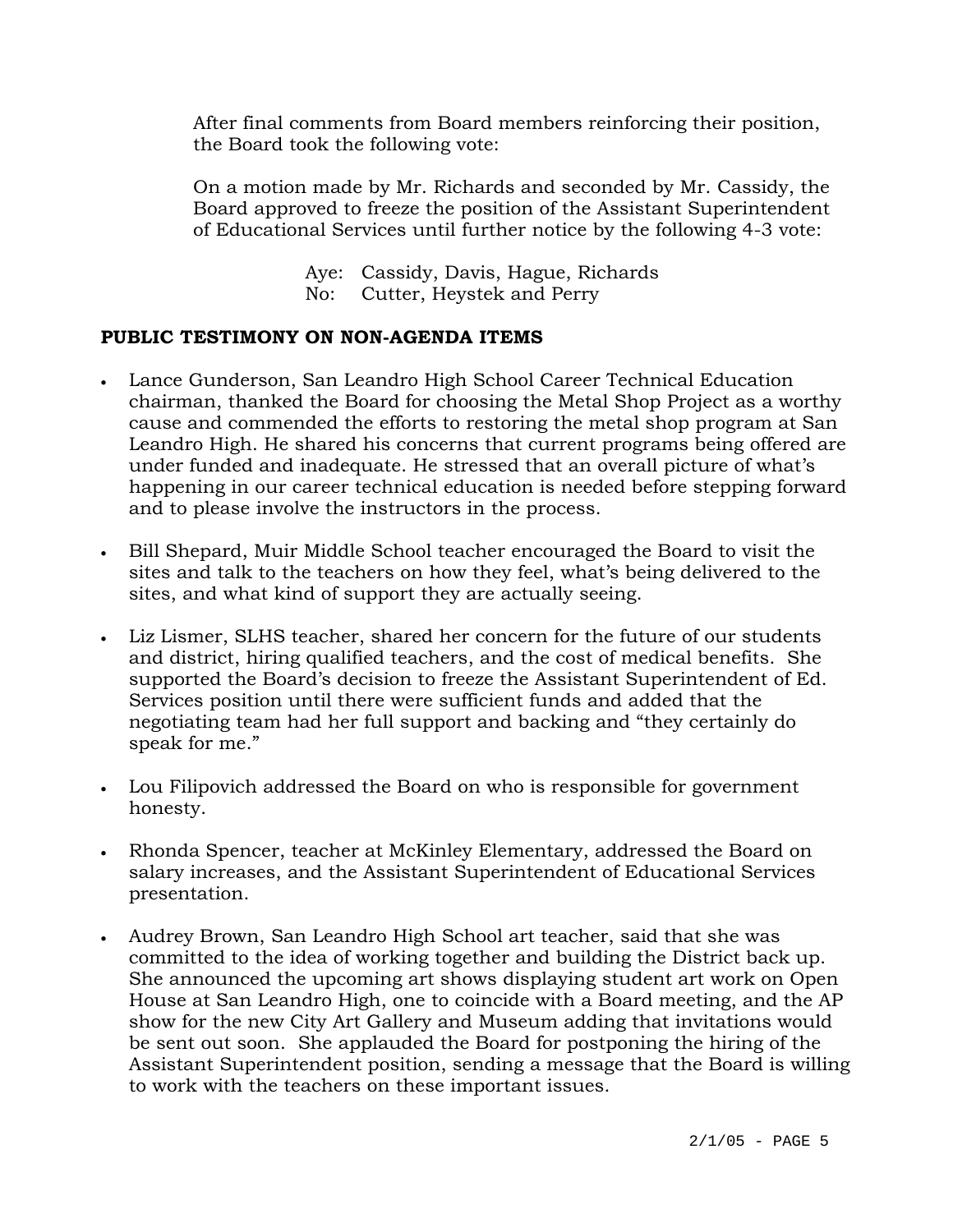After final comments from Board members reinforcing their position, the Board took the following vote:

On a motion made by Mr. Richards and seconded by Mr. Cassidy, the Board approved to freeze the position of the Assistant Superintendent of Educational Services until further notice by the following 4-3 vote:

Aye: Cassidy, Davis, Hague, Richards
No: Cutter, Heystek and Perry

**PUBLIC TESTIMONY ON NON-AGENDA ITEMS**

- Lance Gunderson, San Leandro High School Career Technical Education chairman, thanked the Board for choosing the Metal Shop Project as a worthy cause and commended the efforts to restoring the metal shop program at San Leandro High. He shared his concerns that current programs being offered are under funded and inadequate. He stressed that an overall picture of what's happening in our career technical education is needed before stepping forward and to please involve the instructors in the process.

- Bill Shepard, Muir Middle School teacher encouraged the Board to visit the sites and talk to the teachers on how they feel, what's being delivered to the sites, and what kind of support they are actually seeing.

- Liz Lismer, SLHS teacher, shared her concern for the future of our students and district, hiring qualified teachers, and the cost of medical benefits. She supported the Board's decision to freeze the Assistant Superintendent of Ed. Services position until there were sufficient funds and added that the negotiating team had her full support and backing and "they certainly do speak for me."

- Lou Filipovich addressed the Board on who is responsible for government honesty.

- Rhonda Spencer, teacher at McKinley Elementary, addressed the Board on salary increases, and the Assistant Superintendent of Educational Services presentation.

- Audrey Brown, San Leandro High School art teacher, said that she was committed to the idea of working together and building the District back up. She announced the upcoming art shows displaying student art work on Open House at San Leandro High, one to coincide with a Board meeting, and the AP show for the new City Art Gallery and Museum adding that invitations would be sent out soon. She applauded the Board for postponing the hiring of the Assistant Superintendent position, sending a message that the Board is willing to work with the teachers on these important issues.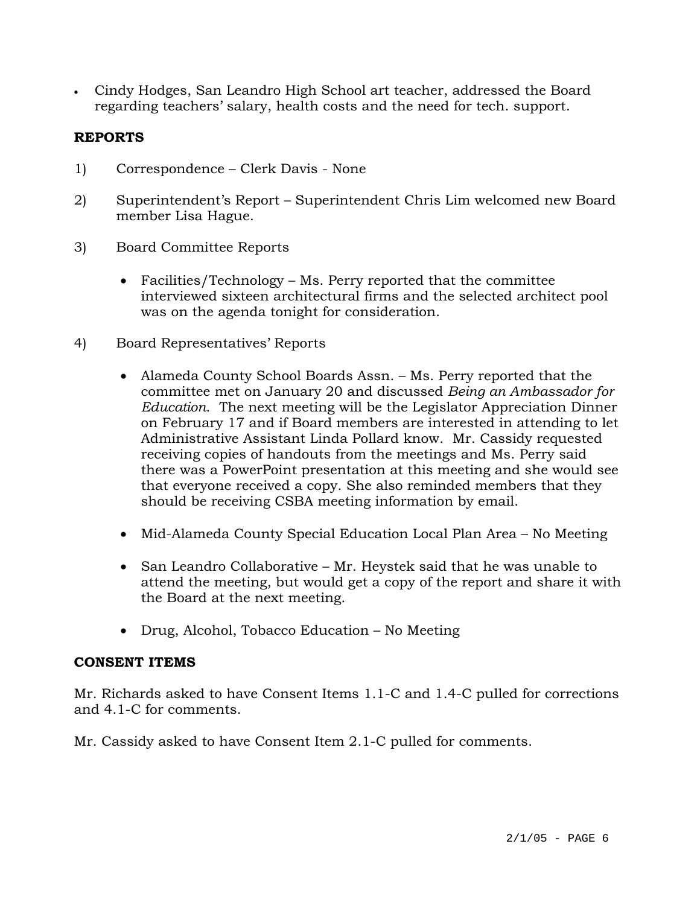- Cindy Hodges, San Leandro High School art teacher, addressed the Board regarding teachers' salary, health costs and the need for tech. support.

## REPORTS

1) Correspondence – Clerk Davis - None

2) Superintendent's Report – Superintendent Chris Lim welcomed new Board member Lisa Hague.

3) Board Committee Reports

   - Facilities/Technology – Ms. Perry reported that the committee interviewed sixteen architectural firms and the selected architect pool was on the agenda tonight for consideration.

4) Board Representatives' Reports

   - Alameda County School Boards Assn. – Ms. Perry reported that the committee met on January 20 and discussed *Being an Ambassador for Education*. The next meeting will be the Legislator Appreciation Dinner on February 17 and if Board members are interested in attending to let Administrative Assistant Linda Pollard know. Mr. Cassidy requested receiving copies of handouts from the meetings and Ms. Perry said there was a PowerPoint presentation at this meeting and she would see that everyone received a copy. She also reminded members that they should be receiving CSBA meeting information by email.

   - Mid-Alameda County Special Education Local Plan Area – No Meeting

   - San Leandro Collaborative – Mr. Heystek said that he was unable to attend the meeting, but would get a copy of the report and share it with the Board at the next meeting.

   - Drug, Alcohol, Tobacco Education – No Meeting

## CONSENT ITEMS

Mr. Richards asked to have Consent Items 1.1-C and 1.4-C pulled for corrections and 4.1-C for comments.

Mr. Cassidy asked to have Consent Item 2.1-C pulled for comments.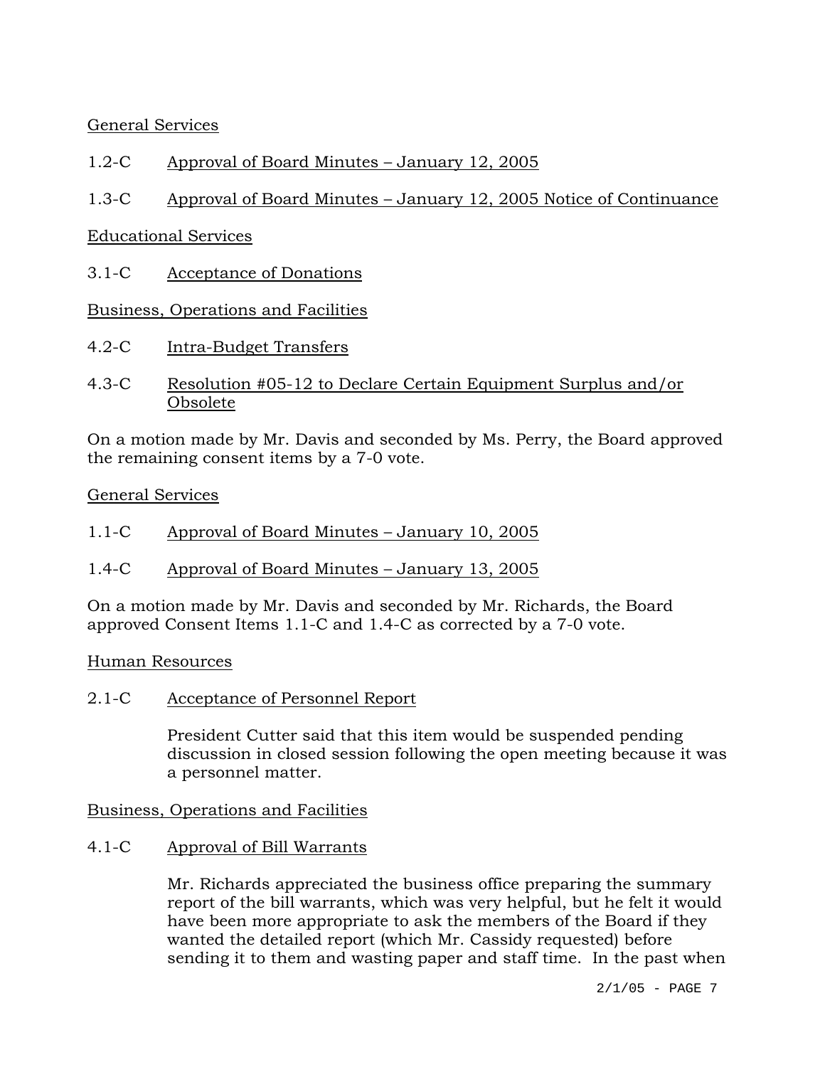General Services

1.2-C Approval of Board Minutes – January 12, 2005

1.3-C Approval of Board Minutes – January 12, 2005 Notice of Continuance

Educational Services

3.1-C Acceptance of Donations

Business, Operations and Facilities

4.2-C Intra-Budget Transfers

4.3-C Resolution #05-12 to Declare Certain Equipment Surplus and/or Obsolete

On a motion made by Mr. Davis and seconded by Ms. Perry, the Board approved the remaining consent items by a 7-0 vote.

General Services

1.1-C Approval of Board Minutes – January 10, 2005

1.4-C Approval of Board Minutes – January 13, 2005

On a motion made by Mr. Davis and seconded by Mr. Richards, the Board approved Consent Items 1.1-C and 1.4-C as corrected by a 7-0 vote.

Human Resources

2.1-C Acceptance of Personnel Report

President Cutter said that this item would be suspended pending discussion in closed session following the open meeting because it was a personnel matter.

Business, Operations and Facilities

4.1-C Approval of Bill Warrants

Mr. Richards appreciated the business office preparing the summary report of the bill warrants, which was very helpful, but he felt it would have been more appropriate to ask the members of the Board if they wanted the detailed report (which Mr. Cassidy requested) before sending it to them and wasting paper and staff time. In the past when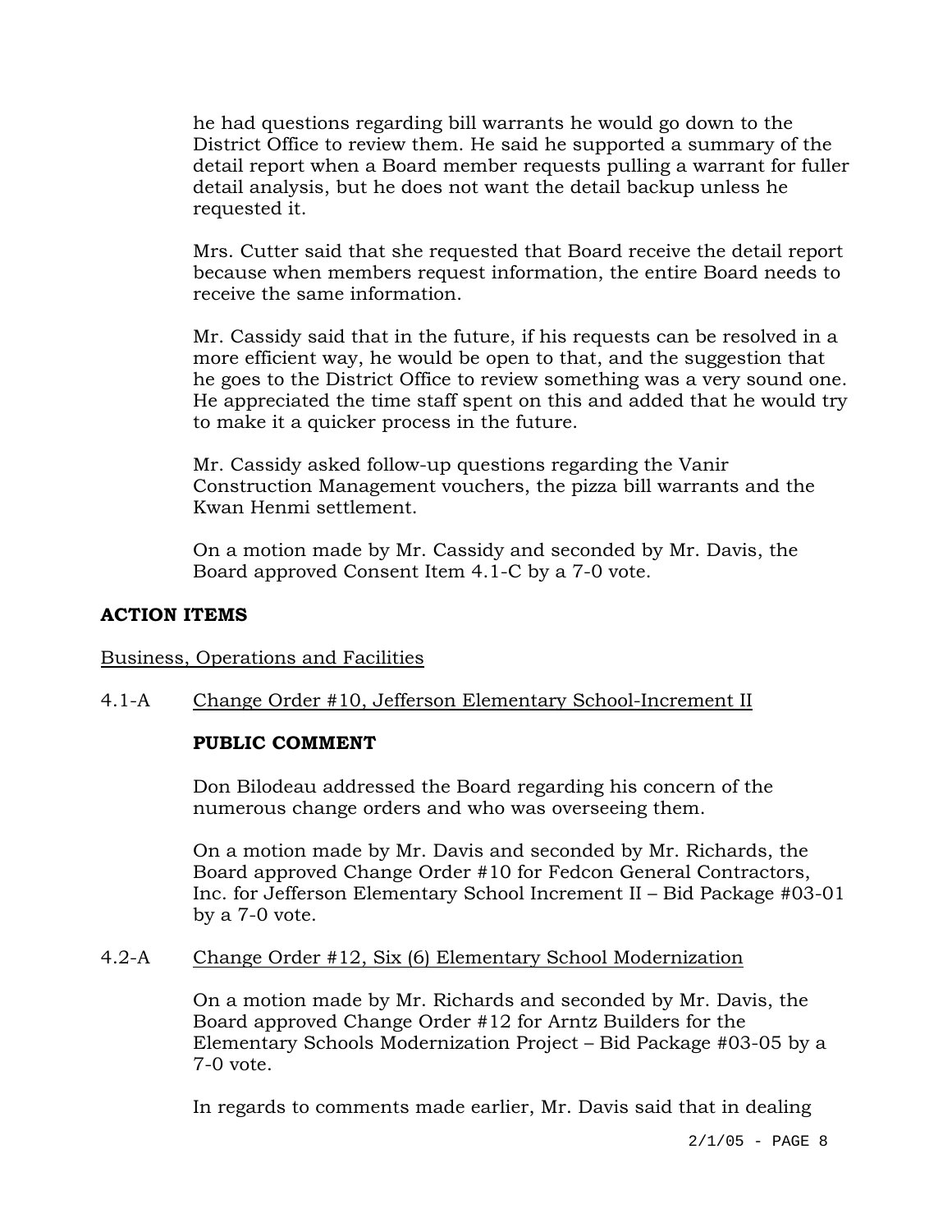he had questions regarding bill warrants he would go down to the District Office to review them. He said he supported a summary of the detail report when a Board member requests pulling a warrant for fuller detail analysis, but he does not want the detail backup unless he requested it.

Mrs. Cutter said that she requested that Board receive the detail report because when members request information, the entire Board needs to receive the same information.

Mr. Cassidy said that in the future, if his requests can be resolved in a more efficient way, he would be open to that, and the suggestion that he goes to the District Office to review something was a very sound one. He appreciated the time staff spent on this and added that he would try to make it a quicker process in the future.

Mr. Cassidy asked follow-up questions regarding the Vanir Construction Management vouchers, the pizza bill warrants and the Kwan Henmi settlement.

On a motion made by Mr. Cassidy and seconded by Mr. Davis, the Board approved Consent Item 4.1-C by a 7-0 vote.

**ACTION ITEMS**

Business, Operations and Facilities

4.1-A Change Order #10, Jefferson Elementary School-Increment II

**PUBLIC COMMENT**

Don Bilodeau addressed the Board regarding his concern of the numerous change orders and who was overseeing them.

On a motion made by Mr. Davis and seconded by Mr. Richards, the Board approved Change Order #10 for Fedcon General Contractors, Inc. for Jefferson Elementary School Increment II – Bid Package #03-01 by a 7-0 vote.

4.2-A Change Order #12, Six (6) Elementary School Modernization

On a motion made by Mr. Richards and seconded by Mr. Davis, the Board approved Change Order #12 for Arntz Builders for the Elementary Schools Modernization Project – Bid Package #03-05 by a 7-0 vote.

In regards to comments made earlier, Mr. Davis said that in dealing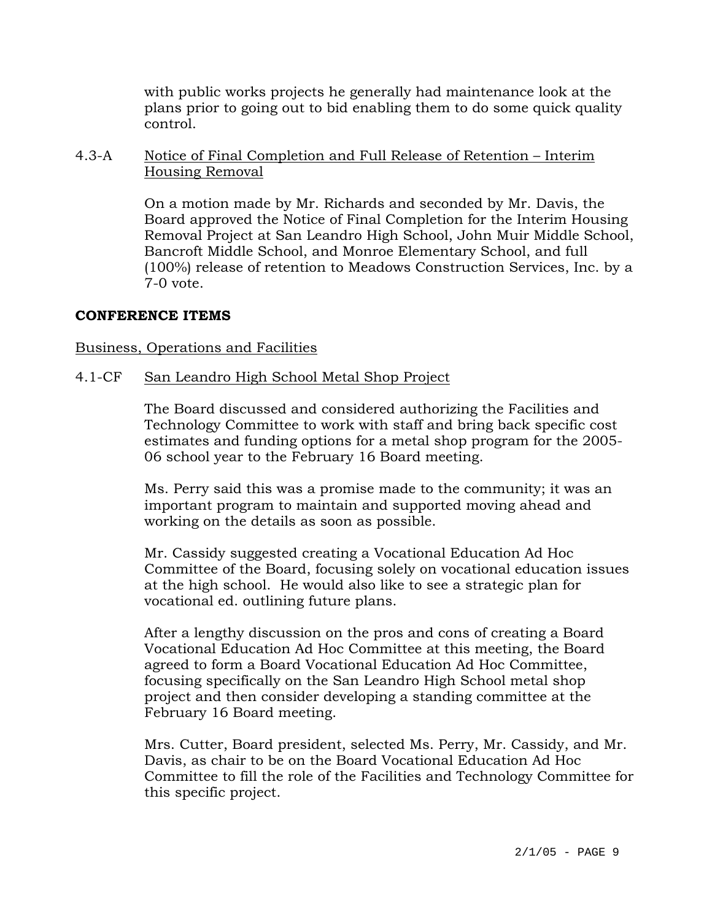with public works projects he generally had maintenance look at the plans prior to going out to bid enabling them to do some quick quality control.

4.3-A Notice of Final Completion and Full Release of Retention – Interim Housing Removal

On a motion made by Mr. Richards and seconded by Mr. Davis, the Board approved the Notice of Final Completion for the Interim Housing Removal Project at San Leandro High School, John Muir Middle School, Bancroft Middle School, and Monroe Elementary School, and full (100%) release of retention to Meadows Construction Services, Inc. by a 7-0 vote.

**CONFERENCE ITEMS**

Business, Operations and Facilities

4.1-CF San Leandro High School Metal Shop Project

The Board discussed and considered authorizing the Facilities and Technology Committee to work with staff and bring back specific cost estimates and funding options for a metal shop program for the 2005-06 school year to the February 16 Board meeting.

Ms. Perry said this was a promise made to the community; it was an important program to maintain and supported moving ahead and working on the details as soon as possible.

Mr. Cassidy suggested creating a Vocational Education Ad Hoc Committee of the Board, focusing solely on vocational education issues at the high school. He would also like to see a strategic plan for vocational ed. outlining future plans.

After a lengthy discussion on the pros and cons of creating a Board Vocational Education Ad Hoc Committee at this meeting, the Board agreed to form a Board Vocational Education Ad Hoc Committee, focusing specifically on the San Leandro High School metal shop project and then consider developing a standing committee at the February 16 Board meeting.

Mrs. Cutter, Board president, selected Ms. Perry, Mr. Cassidy, and Mr. Davis, as chair to be on the Board Vocational Education Ad Hoc Committee to fill the role of the Facilities and Technology Committee for this specific project.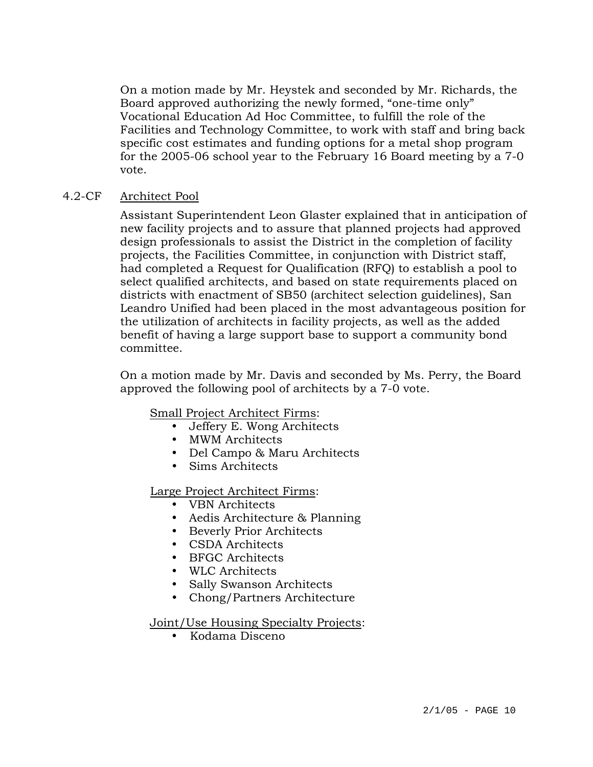On a motion made by Mr. Heystek and seconded by Mr. Richards, the Board approved authorizing the newly formed, "one-time only" Vocational Education Ad Hoc Committee, to fulfill the role of the Facilities and Technology Committee, to work with staff and bring back specific cost estimates and funding options for a metal shop program for the 2005-06 school year to the February 16 Board meeting by a 7-0 vote.

4.2-CF Architect Pool

Assistant Superintendent Leon Glaster explained that in anticipation of new facility projects and to assure that planned projects had approved design professionals to assist the District in the completion of facility projects, the Facilities Committee, in conjunction with District staff, had completed a Request for Qualification (RFQ) to establish a pool to select qualified architects, and based on state requirements placed on districts with enactment of SB50 (architect selection guidelines), San Leandro Unified had been placed in the most advantageous position for the utilization of architects in facility projects, as well as the added benefit of having a large support base to support a community bond committee.

On a motion made by Mr. Davis and seconded by Ms. Perry, the Board approved the following pool of architects by a 7-0 vote.

Small Project Architect Firms:

- Jeffery E. Wong Architects
- MWM Architects
- Del Campo & Maru Architects
- Sims Architects

Large Project Architect Firms:

- VBN Architects
- Aedis Architecture & Planning
- Beverly Prior Architects
- CSDA Architects
- BFGC Architects
- WLC Architects
- Sally Swanson Architects
- Chong/Partners Architecture

Joint/Use Housing Specialty Projects:

- Kodama Disceno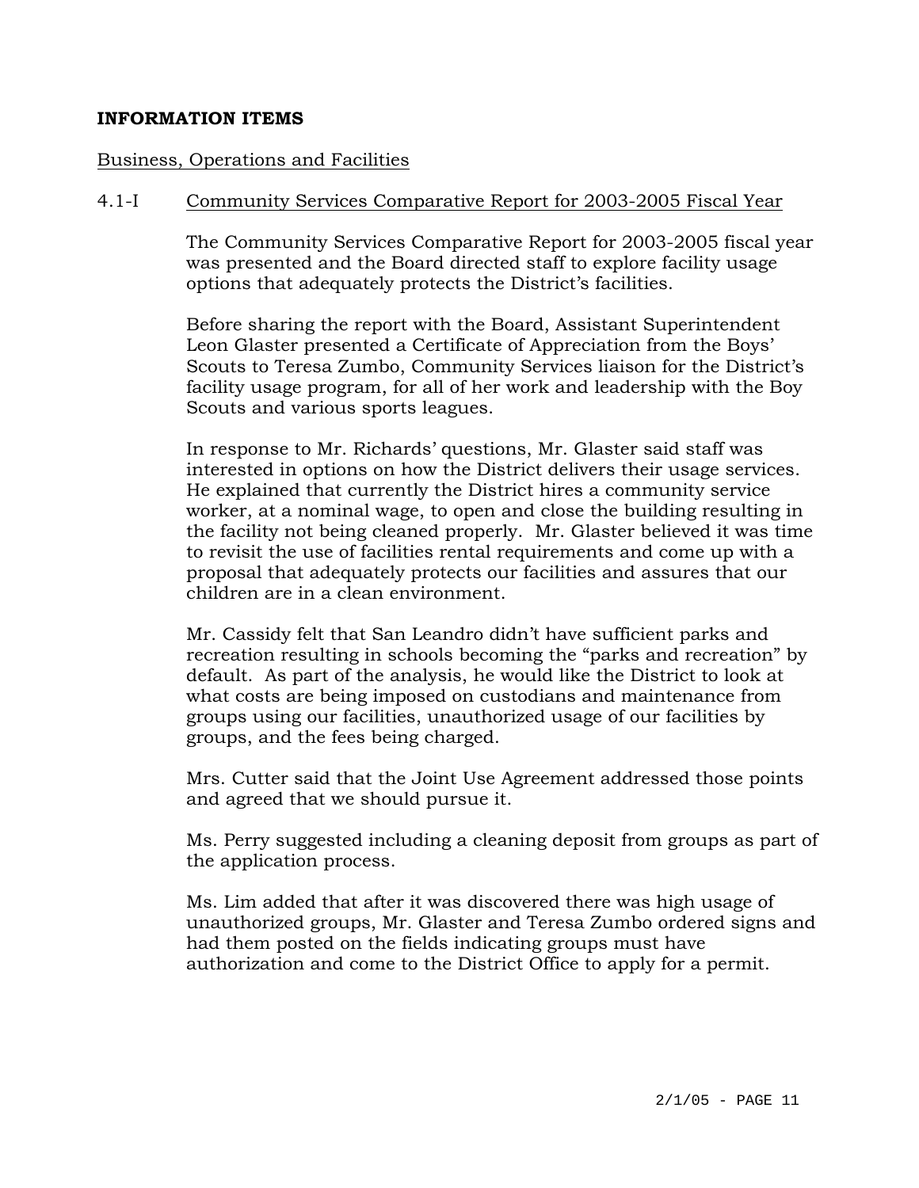**INFORMATION ITEMS**

Business, Operations and Facilities

4.1-I Community Services Comparative Report for 2003-2005 Fiscal Year

The Community Services Comparative Report for 2003-2005 fiscal year was presented and the Board directed staff to explore facility usage options that adequately protects the District's facilities.

Before sharing the report with the Board, Assistant Superintendent Leon Glaster presented a Certificate of Appreciation from the Boys' Scouts to Teresa Zumbo, Community Services liaison for the District's facility usage program, for all of her work and leadership with the Boy Scouts and various sports leagues.

In response to Mr. Richards' questions, Mr. Glaster said staff was interested in options on how the District delivers their usage services. He explained that currently the District hires a community service worker, at a nominal wage, to open and close the building resulting in the facility not being cleaned properly. Mr. Glaster believed it was time to revisit the use of facilities rental requirements and come up with a proposal that adequately protects our facilities and assures that our children are in a clean environment.

Mr. Cassidy felt that San Leandro didn't have sufficient parks and recreation resulting in schools becoming the "parks and recreation" by default. As part of the analysis, he would like the District to look at what costs are being imposed on custodians and maintenance from groups using our facilities, unauthorized usage of our facilities by groups, and the fees being charged.

Mrs. Cutter said that the Joint Use Agreement addressed those points and agreed that we should pursue it.

Ms. Perry suggested including a cleaning deposit from groups as part of the application process.

Ms. Lim added that after it was discovered there was high usage of unauthorized groups, Mr. Glaster and Teresa Zumbo ordered signs and had them posted on the fields indicating groups must have authorization and come to the District Office to apply for a permit.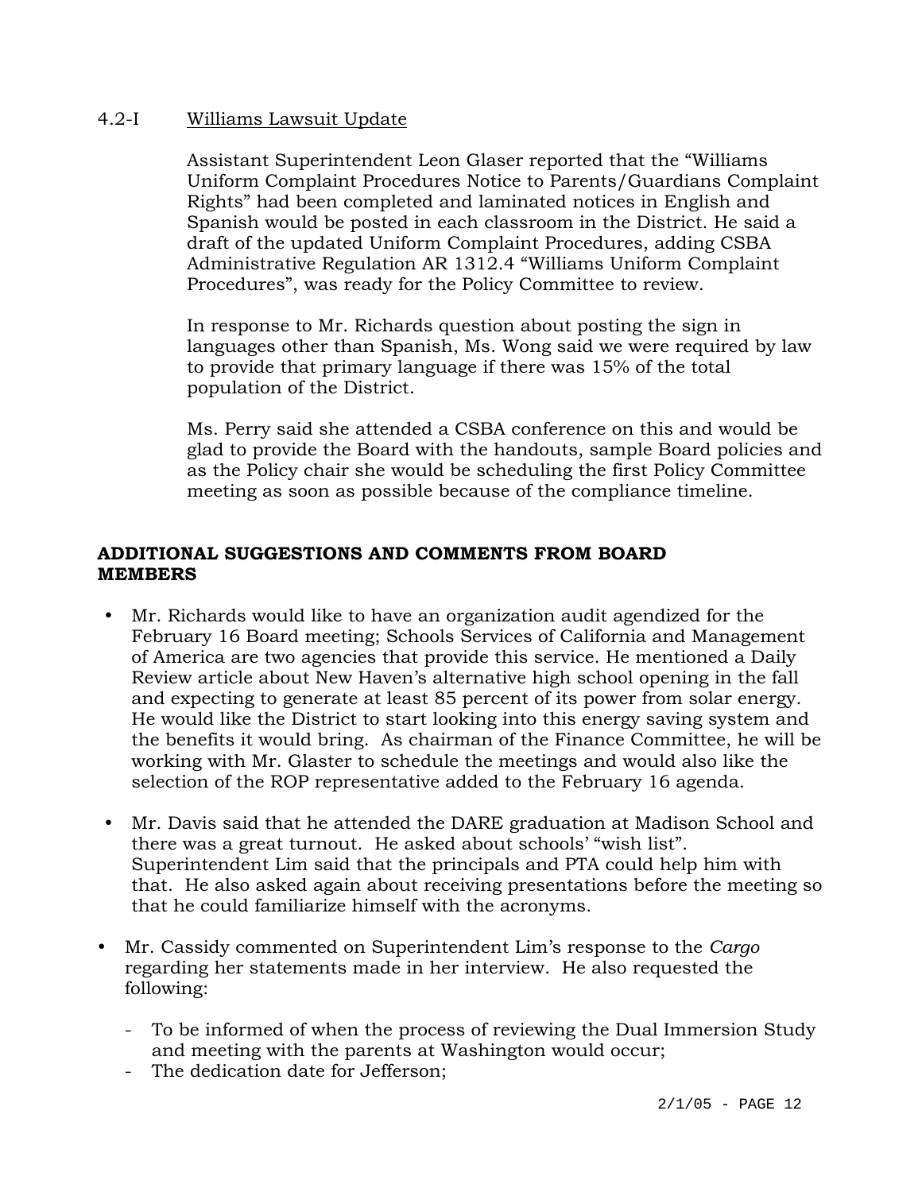4.2-I Williams Lawsuit Update

Assistant Superintendent Leon Glaser reported that the "Williams Uniform Complaint Procedures Notice to Parents/Guardians Complaint Rights" had been completed and laminated notices in English and Spanish would be posted in each classroom in the District. He said a draft of the updated Uniform Complaint Procedures, adding CSBA Administrative Regulation AR 1312.4 "Williams Uniform Complaint Procedures", was ready for the Policy Committee to review.

In response to Mr. Richards question about posting the sign in languages other than Spanish, Ms. Wong said we were required by law to provide that primary language if there was 15% of the total population of the District.

Ms. Perry said she attended a CSBA conference on this and would be glad to provide the Board with the handouts, sample Board policies and as the Policy chair she would be scheduling the first Policy Committee meeting as soon as possible because of the compliance timeline.

**ADDITIONAL SUGGESTIONS AND COMMENTS FROM BOARD MEMBERS**

- Mr. Richards would like to have an organization audit agendized for the February 16 Board meeting; Schools Services of California and Management of America are two agencies that provide this service. He mentioned a Daily Review article about New Haven's alternative high school opening in the fall and expecting to generate at least 85 percent of its power from solar energy. He would like the District to start looking into this energy saving system and the benefits it would bring. As chairman of the Finance Committee, he will be working with Mr. Glaster to schedule the meetings and would also like the selection of the ROP representative added to the February 16 agenda.

- Mr. Davis said that he attended the DARE graduation at Madison School and there was a great turnout. He asked about schools' "wish list". Superintendent Lim said that the principals and PTA could help him with that. He also asked again about receiving presentations before the meeting so that he could familiarize himself with the acronyms.

- Mr. Cassidy commented on Superintendent Lim's response to the *Cargo* regarding her statements made in her interview. He also requested the following:

  - To be informed of when the process of reviewing the Dual Immersion Study and meeting with the parents at Washington would occur;
  - The dedication date for Jefferson;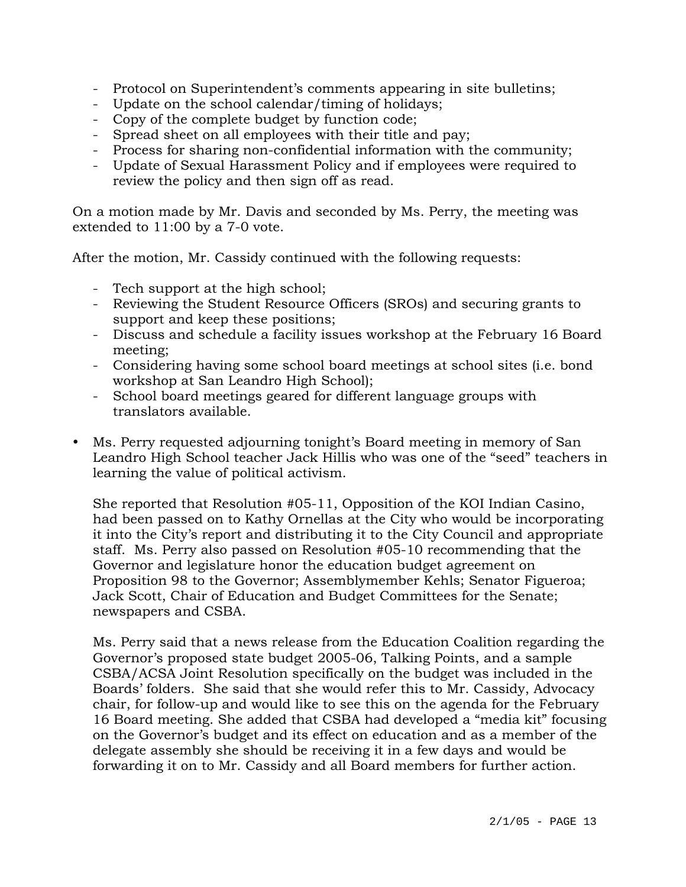- Protocol on Superintendent's comments appearing in site bulletins;
- Update on the school calendar/timing of holidays;
- Copy of the complete budget by function code;
- Spread sheet on all employees with their title and pay;
- Process for sharing non-confidential information with the community;
- Update of Sexual Harassment Policy and if employees were required to review the policy and then sign off as read.

On a motion made by Mr. Davis and seconded by Ms. Perry, the meeting was extended to 11:00 by a 7-0 vote.

After the motion, Mr. Cassidy continued with the following requests:

- Tech support at the high school;
- Reviewing the Student Resource Officers (SROs) and securing grants to support and keep these positions;
- Discuss and schedule a facility issues workshop at the February 16 Board meeting;
- Considering having some school board meetings at school sites (i.e. bond workshop at San Leandro High School);
- School board meetings geared for different language groups with translators available.

- Ms. Perry requested adjourning tonight's Board meeting in memory of San Leandro High School teacher Jack Hillis who was one of the "seed" teachers in learning the value of political activism.

  She reported that Resolution #05-11, Opposition of the KOI Indian Casino, had been passed on to Kathy Ornellas at the City who would be incorporating it into the City's report and distributing it to the City Council and appropriate staff. Ms. Perry also passed on Resolution #05-10 recommending that the Governor and legislature honor the education budget agreement on Proposition 98 to the Governor; Assemblymember Kehls; Senator Figueroa; Jack Scott, Chair of Education and Budget Committees for the Senate; newspapers and CSBA.

  Ms. Perry said that a news release from the Education Coalition regarding the Governor's proposed state budget 2005-06, Talking Points, and a sample CSBA/ACSA Joint Resolution specifically on the budget was included in the Boards' folders. She said that she would refer this to Mr. Cassidy, Advocacy chair, for follow-up and would like to see this on the agenda for the February 16 Board meeting. She added that CSBA had developed a "media kit" focusing on the Governor's budget and its effect on education and as a member of the delegate assembly she should be receiving it in a few days and would be forwarding it on to Mr. Cassidy and all Board members for further action.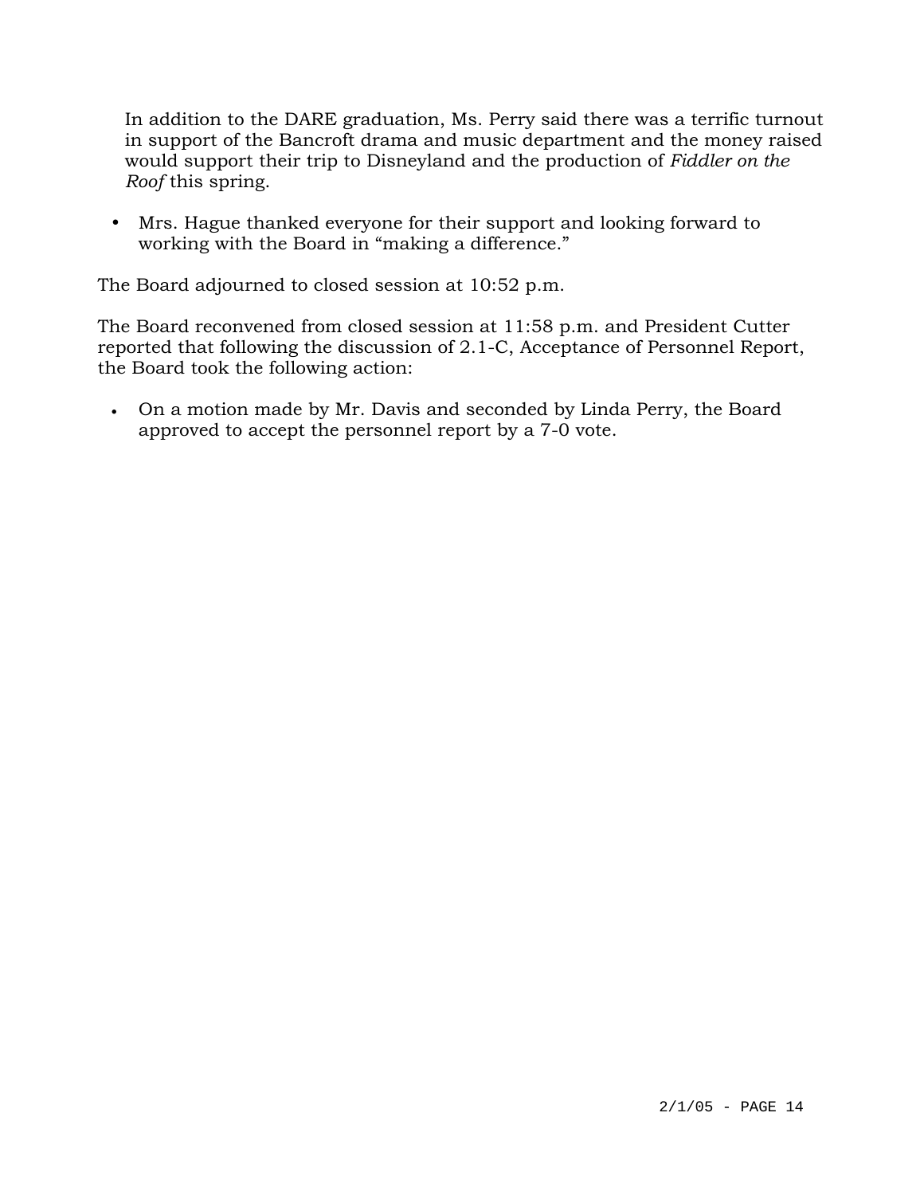In addition to the DARE graduation, Ms. Perry said there was a terrific turnout in support of the Bancroft drama and music department and the money raised would support their trip to Disneyland and the production of *Fiddler on the Roof* this spring.

- Mrs. Hague thanked everyone for their support and looking forward to working with the Board in "making a difference."

The Board adjourned to closed session at 10:52 p.m.

The Board reconvened from closed session at 11:58 p.m. and President Cutter reported that following the discussion of 2.1-C, Acceptance of Personnel Report, the Board took the following action:

- On a motion made by Mr. Davis and seconded by Linda Perry, the Board approved to accept the personnel report by a 7-0 vote.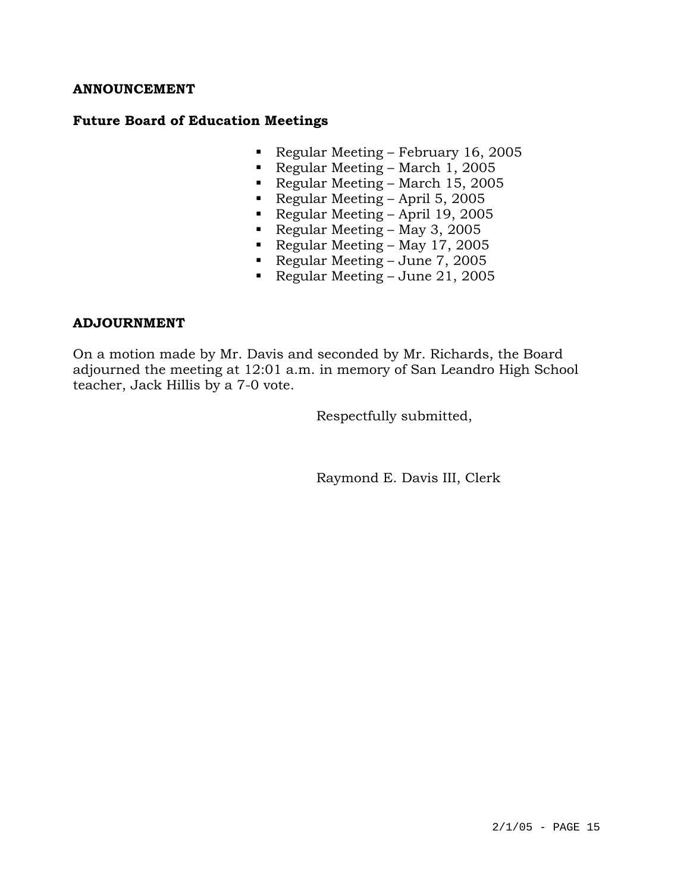**ANNOUNCEMENT**

**Future Board of Education Meetings**

- Regular Meeting – February 16, 2005
- Regular Meeting – March 1, 2005
- Regular Meeting – March 15, 2005
- Regular Meeting – April 5, 2005
- Regular Meeting – April 19, 2005
- Regular Meeting – May 3, 2005
- Regular Meeting – May 17, 2005
- Regular Meeting – June 7, 2005
- Regular Meeting – June 21, 2005

**ADJOURNMENT**

On a motion made by Mr. Davis and seconded by Mr. Richards, the Board adjourned the meeting at 12:01 a.m. in memory of San Leandro High School teacher, Jack Hillis by a 7-0 vote.

Respectfully submitted,

Raymond E. Davis III, Clerk